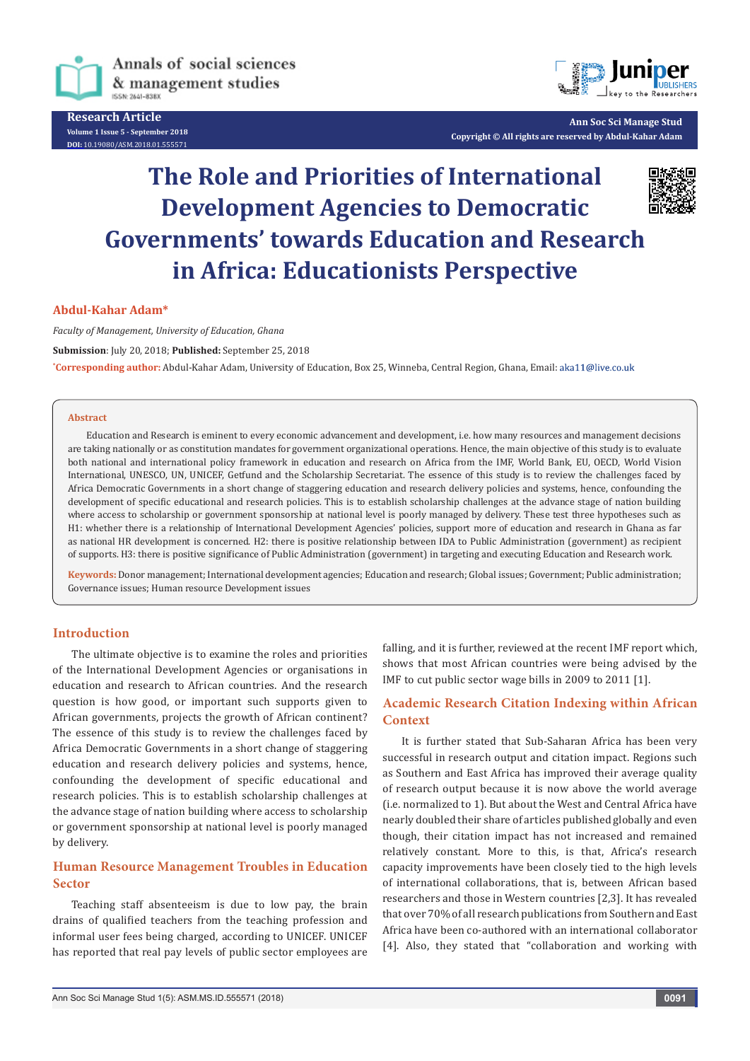Research Article

# The Role and Priorities of International Development Agencies to Democratic Governments' towards Education and Research in Africa: Educationists Perspective

**Abdul-Kahar Adam***

*Faculty of Management, University of Education, Ghana*

**Submission**: July 20, 2018; **Published:** September 25, 2018

***Corresponding author:** Abdul-Kahar Adam, University of Education, Box 25, Winneba, Central Region, Ghana, Email: aka11@live.co.uk

**Abstract**

Education and Research is eminent to every economic advancement and development, i.e. how many resources and management decisions are taking nationally or as constitution mandates for government organizational operations. Hence, the main objective of this study is to evaluate both national and international policy framework in education and research on Africa from the IMF, World Bank, EU, OECD, World Vision International, UNESCO, UN, UNICEF, Getfund and the Scholarship Secretariat. The essence of this study is to review the challenges faced by Africa Democratic Governments in a short change of staggering education and research delivery policies and systems, hence, confounding the development of specific educational and research policies. This is to establish scholarship challenges at the advance stage of nation building where access to scholarship or government sponsorship at national level is poorly managed by delivery. These test three hypotheses such as H1: whether there is a relationship of International Development Agencies' policies, support more of education and research in Ghana as far as national HR development is concerned. H2: there is positive relationship between IDA to Public Administration (government) as recipient of supports. H3: there is positive significance of Public Administration (government) in targeting and executing Education and Research work.

**Keywords:** Donor management; International development agencies; Education and research; Global issues; Government; Public administration; Governance issues; Human resource Development issues

## Introduction

The ultimate objective is to examine the roles and priorities of the International Development Agencies or organisations in education and research to African countries. And the research question is how good, or important such supports given to African governments, projects the growth of African continent? The essence of this study is to review the challenges faced by Africa Democratic Governments in a short change of staggering education and research delivery policies and systems, hence, confounding the development of specific educational and research policies. This is to establish scholarship challenges at the advance stage of nation building where access to scholarship or government sponsorship at national level is poorly managed by delivery.

## Human Resource Management Troubles in Education Sector

Teaching staff absenteeism is due to low pay, the brain drains of qualified teachers from the teaching profession and informal user fees being charged, according to UNICEF. UNICEF has reported that real pay levels of public sector employees are falling, and it is further, reviewed at the recent IMF report which, shows that most African countries were being advised by the IMF to cut public sector wage bills in 2009 to 2011 [1].

## Academic Research Citation Indexing within African Context

It is further stated that Sub-Saharan Africa has been very successful in research output and citation impact. Regions such as Southern and East Africa has improved their average quality of research output because it is now above the world average (i.e. normalized to 1). But about the West and Central Africa have nearly doubled their share of articles published globally and even though, their citation impact has not increased and remained relatively constant. More to this, is that, Africa's research capacity improvements have been closely tied to the high levels of international collaborations, that is, between African based researchers and those in Western countries [2,3]. It has revealed that over 70% of all research publications from Southern and East Africa have been co-authored with an international collaborator [4]. Also, they stated that "collaboration and working with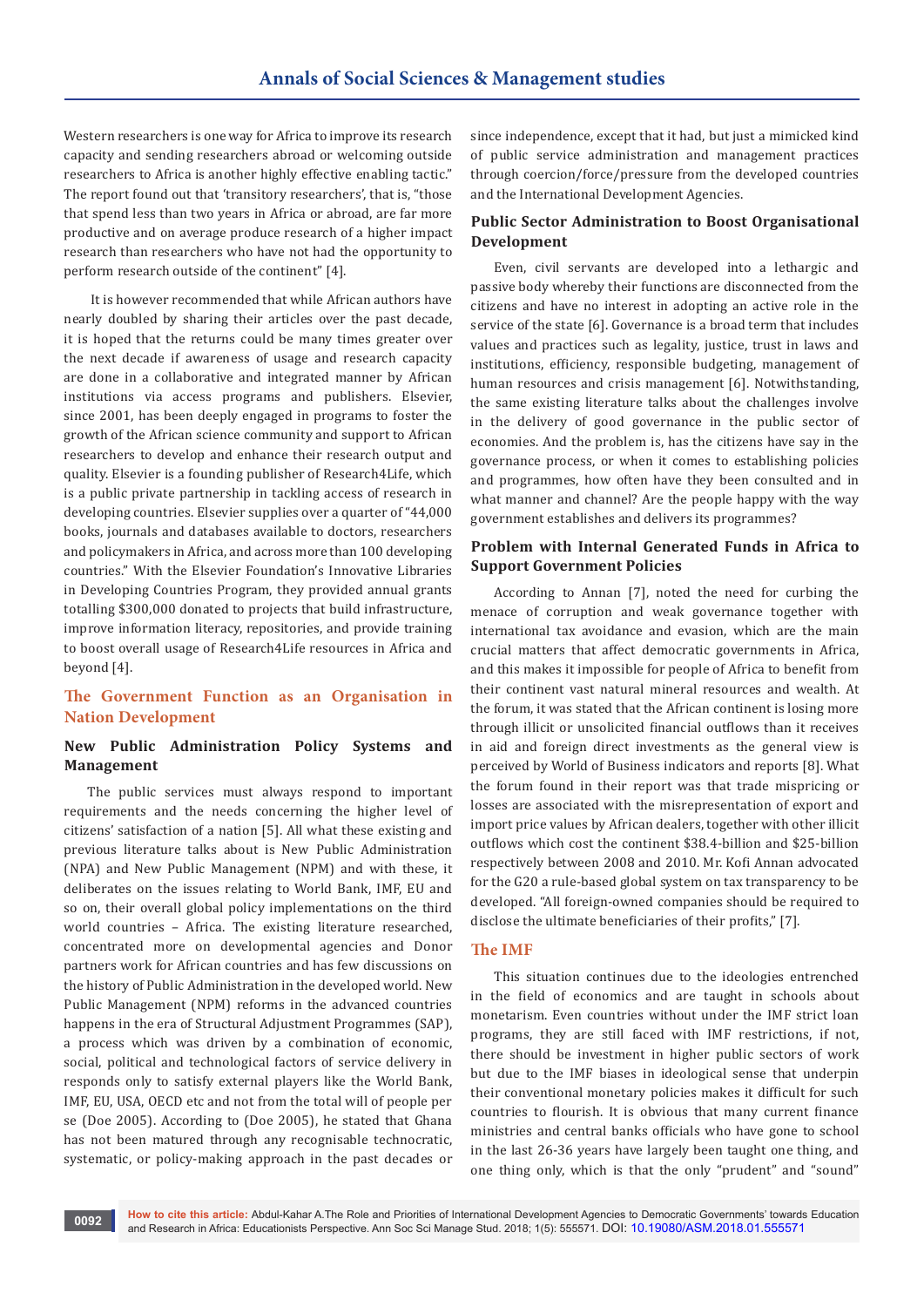Western researchers is one way for Africa to improve its research capacity and sending researchers abroad or welcoming outside researchers to Africa is another highly effective enabling tactic." The report found out that 'transitory researchers', that is, "those that spend less than two years in Africa or abroad, are far more productive and on average produce research of a higher impact research than researchers who have not had the opportunity to perform research outside of the continent" [4].

It is however recommended that while African authors have nearly doubled by sharing their articles over the past decade, it is hoped that the returns could be many times greater over the next decade if awareness of usage and research capacity are done in a collaborative and integrated manner by African institutions via access programs and publishers. Elsevier, since 2001, has been deeply engaged in programs to foster the growth of the African science community and support to African researchers to develop and enhance their research output and quality. Elsevier is a founding publisher of Research4Life, which is a public private partnership in tackling access of research in developing countries. Elsevier supplies over a quarter of "44,000 books, journals and databases available to doctors, researchers and policymakers in Africa, and across more than 100 developing countries." With the Elsevier Foundation's Innovative Libraries in Developing Countries Program, they provided annual grants totalling $300,000 donated to projects that build infrastructure, improve information literacy, repositories, and provide training to boost overall usage of Research4Life resources in Africa and beyond [4].

## The Government Function as an Organisation in Nation Development

### New Public Administration Policy Systems and Management

The public services must always respond to important requirements and the needs concerning the higher level of citizens' satisfaction of a nation [5]. All what these existing and previous literature talks about is New Public Administration (NPA) and New Public Management (NPM) and with these, it deliberates on the issues relating to World Bank, IMF, EU and so on, their overall global policy implementations on the third world countries – Africa. The existing literature researched, concentrated more on developmental agencies and Donor partners work for African countries and has few discussions on the history of Public Administration in the developed world. New Public Management (NPM) reforms in the advanced countries happens in the era of Structural Adjustment Programmes (SAP), a process which was driven by a combination of economic, social, political and technological factors of service delivery in responds only to satisfy external players like the World Bank, IMF, EU, USA, OECD etc and not from the total will of people per se (Doe 2005). According to (Doe 2005), he stated that Ghana has not been matured through any recognisable technocratic, systematic, or policy-making approach in the past decades or since independence, except that it had, but just a mimicked kind of public service administration and management practices through coercion/force/pressure from the developed countries and the International Development Agencies.

### Public Sector Administration to Boost Organisational Development

Even, civil servants are developed into a lethargic and passive body whereby their functions are disconnected from the citizens and have no interest in adopting an active role in the service of the state [6]. Governance is a broad term that includes values and practices such as legality, justice, trust in laws and institutions, efficiency, responsible budgeting, management of human resources and crisis management [6]. Notwithstanding, the same existing literature talks about the challenges involve in the delivery of good governance in the public sector of economies. And the problem is, has the citizens have say in the governance process, or when it comes to establishing policies and programmes, how often have they been consulted and in what manner and channel? Are the people happy with the way government establishes and delivers its programmes?

### Problem with Internal Generated Funds in Africa to Support Government Policies

According to Annan [7], noted the need for curbing the menace of corruption and weak governance together with international tax avoidance and evasion, which are the main crucial matters that affect democratic governments in Africa, and this makes it impossible for people of Africa to benefit from their continent vast natural mineral resources and wealth. At the forum, it was stated that the African continent is losing more through illicit or unsolicited financial outflows than it receives in aid and foreign direct investments as the general view is perceived by World of Business indicators and reports [8]. What the forum found in their report was that trade mispricing or losses are associated with the misrepresentation of export and import price values by African dealers, together with other illicit outflows which cost the continent $38.4-billion and $25-billion respectively between 2008 and 2010. Mr. Kofi Annan advocated for the G20 a rule-based global system on tax transparency to be developed. "All foreign-owned companies should be required to disclose the ultimate beneficiaries of their profits," [7].

## The IMF

This situation continues due to the ideologies entrenched in the field of economics and are taught in schools about monetarism. Even countries without under the IMF strict loan programs, they are still faced with IMF restrictions, if not, there should be investment in higher public sectors of work but due to the IMF biases in ideological sense that underpin their conventional monetary policies makes it difficult for such countries to flourish. It is obvious that many current finance ministries and central banks officials who have gone to school in the last 26-36 years have largely been taught one thing, and one thing only, which is that the only "prudent" and "sound"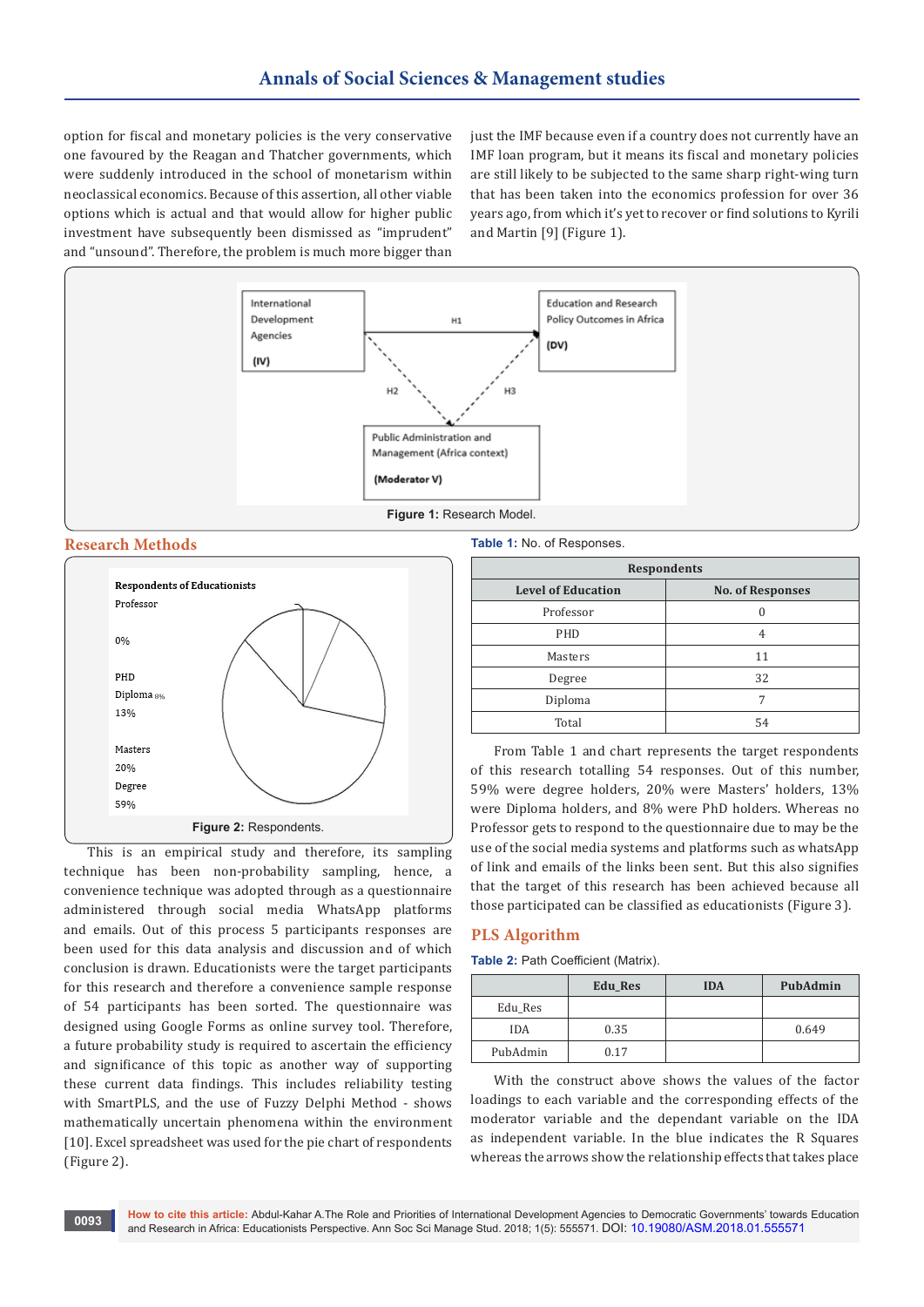option for fiscal and monetary policies is the very conservative one favoured by the Reagan and Thatcher governments, which were suddenly introduced in the school of monetarism within neoclassical economics. Because of this assertion, all other viable options which is actual and that would allow for higher public investment have subsequently been dismissed as "imprudent" and "unsound". Therefore, the problem is much more bigger than just the IMF because even if a country does not currently have an IMF loan program, but it means its fiscal and monetary policies are still likely to be subjected to the same sharp right-wing turn that has been taken into the economics profession for over 36 years ago, from which it's yet to recover or find solutions to Kyrili and Martin [9] (Figure 1).

International Development Agencies (IV) —H1→ Education and Research Policy Outcomes in Africa (DV)

H2, H3: Public Administration and Management (Africa context) (Moderator V)

**Figure 1:** Research Model.

## Research Methods

Respondents of Educationists

Professor 0%; PHD; Diploma 8%; 13%; Masters 20%; Degree 59%

**Figure 2:** Respondents.

This is an empirical study and therefore, its sampling technique has been non-probability sampling, hence, a convenience technique was adopted through as a questionnaire administered through social media WhatsApp platforms and emails. Out of this process 5 participants responses are been used for this data analysis and discussion and of which conclusion is drawn. Educationists were the target participants for this research and therefore a convenience sample response of 54 participants has been sorted. The questionnaire was designed using Google Forms as online survey tool. Therefore, a future probability study is required to ascertain the efficiency and significance of this topic as another way of supporting these current data findings. This includes reliability testing with SmartPLS, and the use of Fuzzy Delphi Method - shows mathematically uncertain phenomena within the environment [10]. Excel spreadsheet was used for the pie chart of respondents (Figure 2).

**Table 1:** No. of Responses.

| Respondents | |
|---|---|
| **Level of Education** | **No. of Responses** |
| Professor | 0 |
| PHD | 4 |
| Masters | 11 |
| Degree | 32 |
| Diploma | 7 |
| Total | 54 |

From Table 1 and chart represents the target respondents of this research totalling 54 responses. Out of this number, 59% were degree holders, 20% were Masters' holders, 13% were Diploma holders, and 8% were PhD holders. Whereas no Professor gets to respond to the questionnaire due to may be the use of the social media systems and platforms such as whatsApp of link and emails of the links been sent. But this also signifies that the target of this research has been achieved because all those participated can be classified as educationists (Figure 3).

## PLS Algorithm

**Table 2:** Path Coefficient (Matrix).

| | Edu_Res | IDA | PubAdmin |
|---|---|---|---|
| Edu_Res | | | |
| IDA | 0.35 | | 0.649 |
| PubAdmin | 0.17 | | |

With the construct above shows the values of the factor loadings to each variable and the corresponding effects of the moderator variable and the dependant variable on the IDA as independent variable. In the blue indicates the R Squares whereas the arrows show the relationship effects that takes place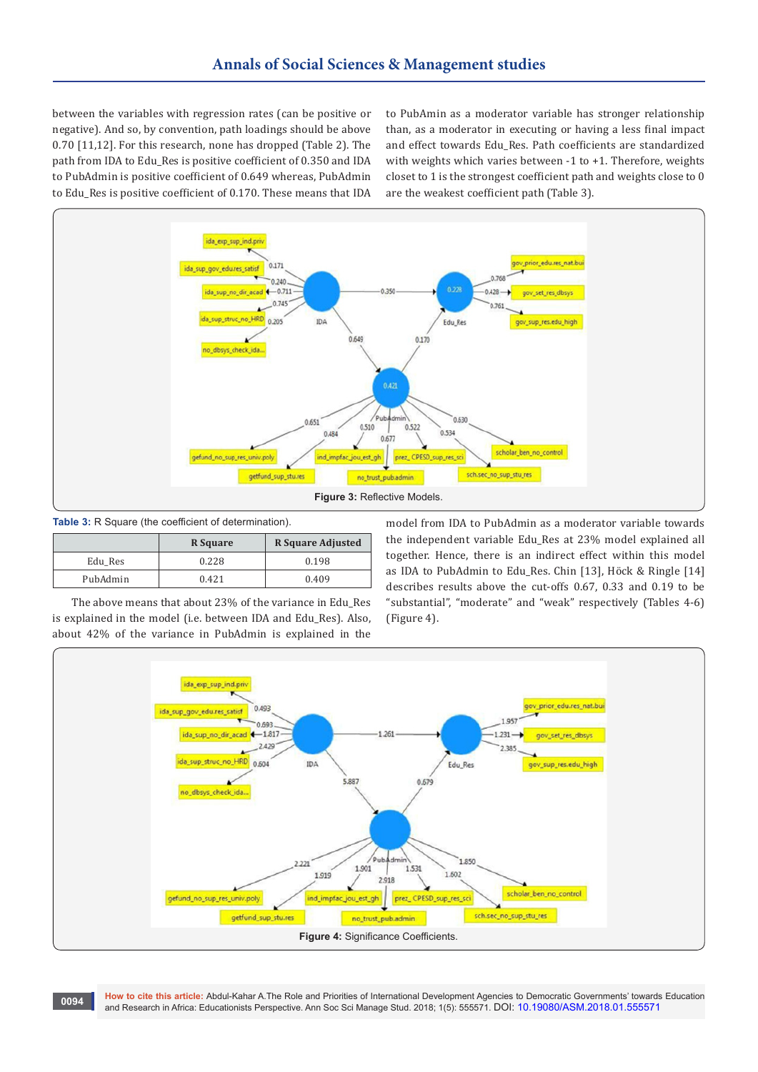between the variables with regression rates (can be positive or negative). And so, by convention, path loadings should be above 0.70 [11,12]. For this research, none has dropped (Table 2). The path from IDA to Edu_Res is positive coefficient of 0.350 and IDA to PubAdmin is positive coefficient of 0.649 whereas, PubAdmin to Edu_Res is positive coefficient of 0.170. These means that IDA to PubAmin as a moderator variable has stronger relationship than, as a moderator in executing or having a less final impact and effect towards Edu_Res. Path coefficients are standardized with weights which varies between -1 to +1. Therefore, weights closet to 1 is the strongest coefficient path and weights close to 0 are the weakest coefficient path (Table 3).

**Figure 3:** Reflective Models.

**Table 3:** R Square (the coefficient of determination).

| | R Square | R Square Adjusted |
|---|---|---|
| Edu_Res | 0.228 | 0.198 |
| PubAdmin | 0.421 | 0.409 |

The above means that about 23% of the variance in Edu_Res is explained in the model (i.e. between IDA and Edu_Res). Also, about 42% of the variance in PubAdmin is explained in the model from IDA to PubAdmin as a moderator variable towards the independent variable Edu_Res at 23% model explained all together. Hence, there is an indirect effect within this model as IDA to PubAdmin to Edu_Res. Chin [13], Höck & Ringle [14] describes results above the cut-offs 0.67, 0.33 and 0.19 to be "substantial", "moderate" and "weak" respectively (Tables 4-6) (Figure 4).

**Figure 4:** Significance Coefficients.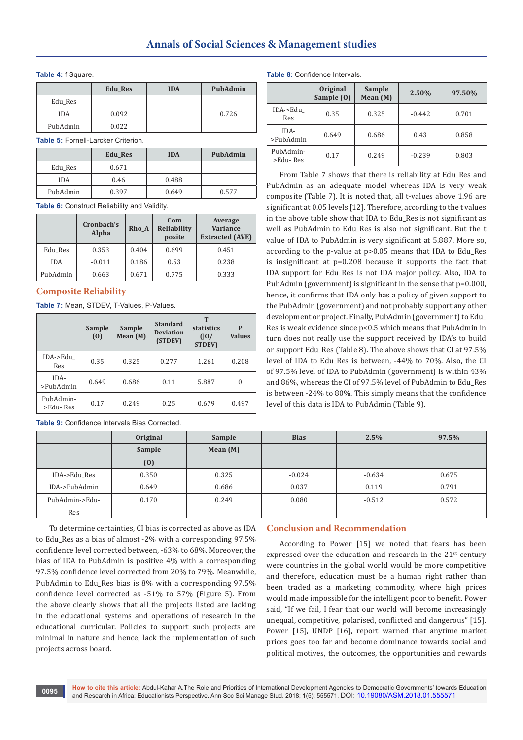**Table 4:** f Square.

| | Edu_Res | IDA | PubAdmin |
|---|---|---|---|
| Edu_Res | | | |
| IDA | 0.092 | | 0.726 |
| PubAdmin | 0.022 | | |

**Table 5:** Fornell-Larcker Criterion.

| | Edu_Res | IDA | PubAdmin |
|---|---|---|---|
| Edu_Res | 0.671 | | |
| IDA | 0.46 | 0.488 | |
| PubAdmin | 0.397 | 0.649 | 0.577 |

**Table 6:** Construct Reliability and Validity.

| | Cronbach's Alpha | Rho_A | Com Reliability posite | Average Variance Extracted (AVE) |
|---|---|---|---|---|
| Edu_Res | 0.353 | 0.404 | 0.699 | 0.451 |
| IDA | -0.011 | 0.186 | 0.53 | 0.238 |
| PubAdmin | 0.663 | 0.671 | 0.775 | 0.333 |

## Composite Reliability

**Table 7:** Mean, STDEV, T-Values, P-Values.

| | Sample (O) | Sample Mean (M) | Standard Deviation (STDEV) | T statistics (\|O/STDEV) | P Values |
|---|---|---|---|---|---|
| IDA->Edu_Res | 0.35 | 0.325 | 0.277 | 1.261 | 0.208 |
| IDA->PubAdmin | 0.649 | 0.686 | 0.11 | 5.887 | 0 |
| PubAdmin->Edu- Res | 0.17 | 0.249 | 0.25 | 0.679 | 0.497 |

**Table 8**: Confidence Intervals.

| | Original Sample (O) | Sample Mean (M) | 2.50% | 97.50% |
|---|---|---|---|---|
| IDA->Edu_Res | 0.35 | 0.325 | -0.442 | 0.701 |
| IDA->PubAdmin | 0.649 | 0.686 | 0.43 | 0.858 |
| PubAdmin->Edu- Res | 0.17 | 0.249 | -0.239 | 0.803 |

From Table 7 shows that there is reliability at Edu_Res and PubAdmin as an adequate model whereas IDA is very weak composite (Table 7). It is noted that, all t-values above 1.96 are significant at 0.05 levels [12]. Therefore, according to the t values in the above table show that IDA to Edu_Res is not significant as well as PubAdmin to Edu_Res is also not significant. But the t value of IDA to PubAdmin is very significant at 5.887. More so, according to the p-value at p>0.05 means that IDA to Edu_Res is insignificant at p=0.208 because it supports the fact that IDA support for Edu_Res is not IDA major policy. Also, IDA to PubAdmin (government) is significant in the sense that p=0.000, hence, it confirms that IDA only has a policy of given support to the PubAdmin (government) and not probably support any other development or project. Finally, PubAdmin (government) to Edu_Res is weak evidence since p<0.5 which means that PubAdmin in turn does not really use the support received by IDA's to build or support Edu_Res (Table 8). The above shows that CI at 97.5% level of IDA to Edu_Res is between, -44% to 70%. Also, the CI of 97.5% level of IDA to PubAdmin (government) is within 43% and 86%, whereas the CI of 97.5% level of PubAdmin to Edu_Res is between -24% to 80%. This simply means that the confidence level of this data is IDA to PubAdmin (Table 9).

**Table 9:** Confidence Intervals Bias Corrected.

| | Original Sample (O) | Sample Mean (M) | Bias | 2.5% | 97.5% |
|---|---|---|---|---|---|
| IDA->Edu_Res | 0.350 | 0.325 | -0.024 | -0.634 | 0.675 |
| IDA->PubAdmin | 0.649 | 0.686 | 0.037 | 0.119 | 0.791 |
| PubAdmin->Edu-Res | 0.170 | 0.249 | 0.080 | -0.512 | 0.572 |

To determine certainties, CI bias is corrected as above as IDA to Edu_Res as a bias of almost -2% with a corresponding 97.5% confidence level corrected between, -63% to 68%. Moreover, the bias of IDA to PubAdmin is positive 4% with a corresponding 97.5% confidence level corrected from 20% to 79%. Meanwhile, PubAdmin to Edu_Res bias is 8% with a corresponding 97.5% confidence level corrected as -51% to 57% (Figure 5). From the above clearly shows that all the projects listed are lacking in the educational systems and operations of research in the educational curricular. Policies to support such projects are minimal in nature and hence, lack the implementation of such projects across board.

## Conclusion and Recommendation

According to Power [15] we noted that fears has been expressed over the education and research in the 21st century were countries in the global world would be more competitive and therefore, education must be a human right rather than been traded as a marketing commodity, where high prices would made impossible for the intelligent poor to benefit. Power said, "If we fail, I fear that our world will become increasingly unequal, competitive, polarised, conflicted and dangerous" [15]. Power [15], UNDP [16], report warned that anytime market prices goes too far and become dominance towards social and political motives, the outcomes, the opportunities and rewards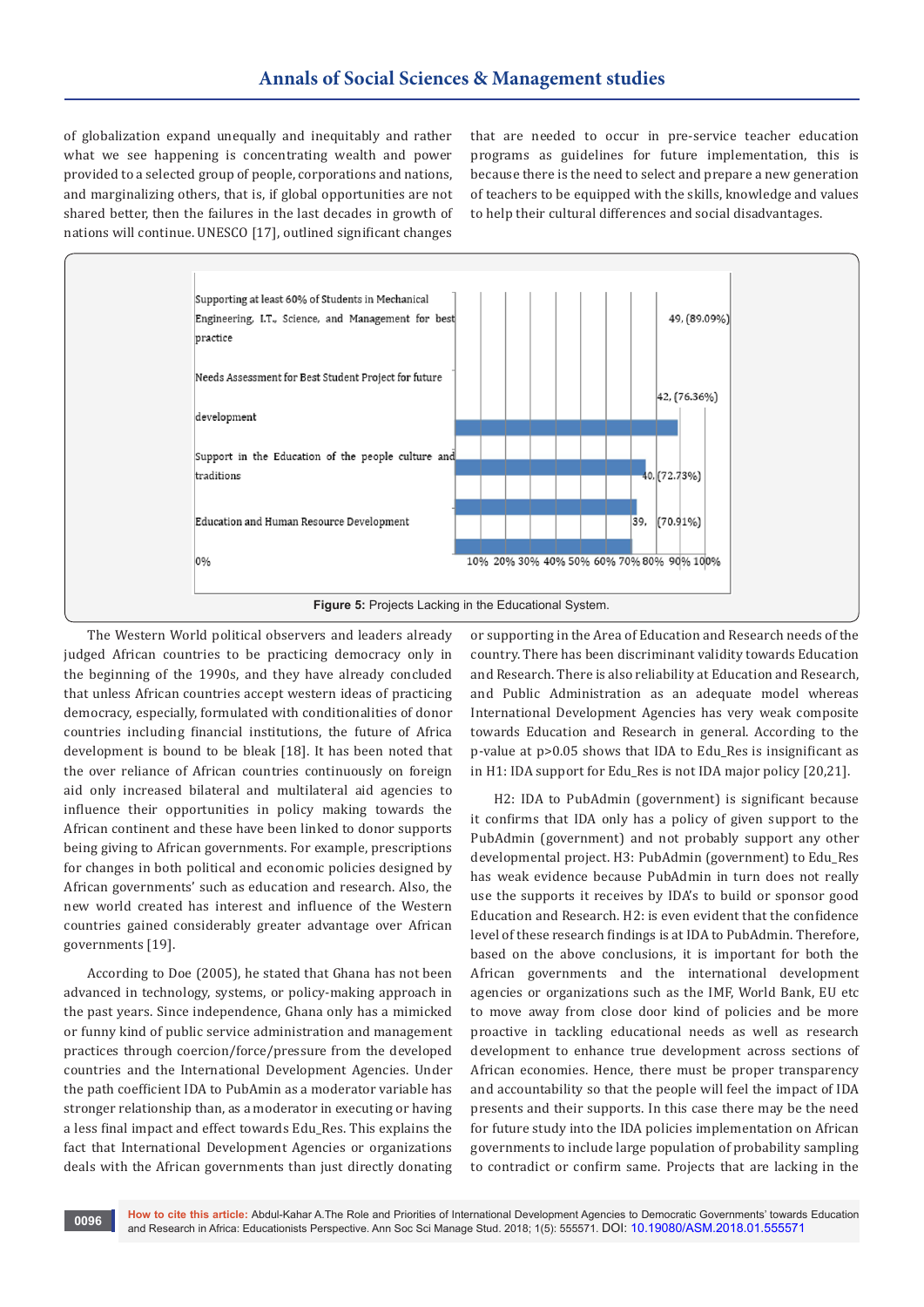of globalization expand unequally and inequitably and rather what we see happening is concentrating wealth and power provided to a selected group of people, corporations and nations, and marginalizing others, that is, if global opportunities are not shared better, then the failures in the last decades in growth of nations will continue. UNESCO [17], outlined significant changes that are needed to occur in pre-service teacher education programs as guidelines for future implementation, this is because there is the need to select and prepare a new generation of teachers to be equipped with the skills, knowledge and values to help their cultural differences and social disadvantages.

| Project | Value |
|---|---|
| Supporting at least 60% of Students in Mechanical Engineering, I.T., Science, and Management for best practice | 49, (89.09%) |
| Needs Assessment for Best Student Project for future development | 42, (76.36%) |
| Support in the Education of the people culture and traditions | 40, (72.73%) |
| Education and Human Resource Development | 39, (70.91%) |

**Figure 5:** Projects Lacking in the Educational System.

The Western World political observers and leaders already judged African countries to be practicing democracy only in the beginning of the 1990s, and they have already concluded that unless African countries accept western ideas of practicing democracy, especially, formulated with conditionalities of donor countries including financial institutions, the future of Africa development is bound to be bleak [18]. It has been noted that the over reliance of African countries continuously on foreign aid only increased bilateral and multilateral aid agencies to influence their opportunities in policy making towards the African continent and these have been linked to donor supports being giving to African governments. For example, prescriptions for changes in both political and economic policies designed by African governments' such as education and research. Also, the new world created has interest and influence of the Western countries gained considerably greater advantage over African governments [19].

According to Doe (2005), he stated that Ghana has not been advanced in technology, systems, or policy-making approach in the past years. Since independence, Ghana only has a mimicked or funny kind of public service administration and management practices through coercion/force/pressure from the developed countries and the International Development Agencies. Under the path coefficient IDA to PubAmin as a moderator variable has stronger relationship than, as a moderator in executing or having a less final impact and effect towards Edu_Res. This explains the fact that International Development Agencies or organizations deals with the African governments than just directly donating or supporting in the Area of Education and Research needs of the country. There has been discriminant validity towards Education and Research. There is also reliability at Education and Research, and Public Administration as an adequate model whereas International Development Agencies has very weak composite towards Education and Research in general. According to the p-value at p>0.05 shows that IDA to Edu_Res is insignificant as in H1: IDA support for Edu_Res is not IDA major policy [20,21].

H2: IDA to PubAdmin (government) is significant because it confirms that IDA only has a policy of given support to the PubAdmin (government) and not probably support any other developmental project. H3: PubAdmin (government) to Edu_Res has weak evidence because PubAdmin in turn does not really use the supports it receives by IDA's to build or sponsor good Education and Research. H2: is even evident that the confidence level of these research findings is at IDA to PubAdmin. Therefore, based on the above conclusions, it is important for both the African governments and the international development agencies or organizations such as the IMF, World Bank, EU etc to move away from close door kind of policies and be more proactive in tackling educational needs as well as research development to enhance true development across sections of African economies. Hence, there must be proper transparency and accountability so that the people will feel the impact of IDA presents and their supports. In this case there may be the need for future study into the IDA policies implementation on African governments to include large population of probability sampling to contradict or confirm same. Projects that are lacking in the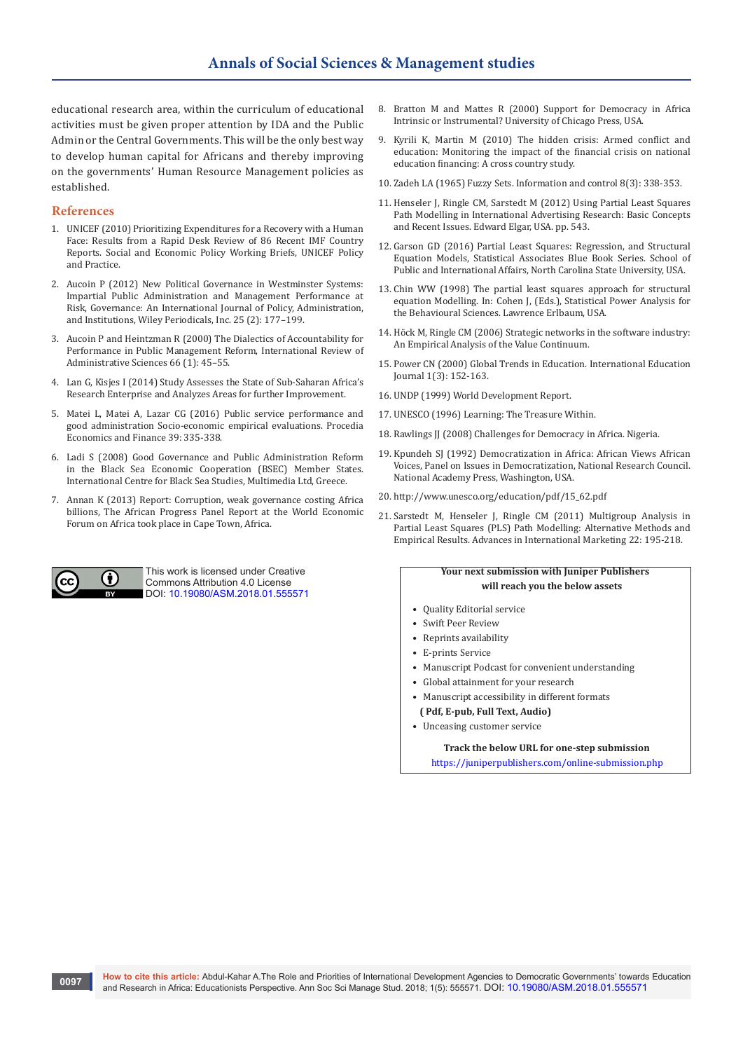educational research area, within the curriculum of educational activities must be given proper attention by IDA and the Public Admin or the Central Governments. This will be the only best way to develop human capital for Africans and thereby improving on the governments' Human Resource Management policies as established.

## References

1. UNICEF (2010) Prioritizing Expenditures for a Recovery with a Human Face: Results from a Rapid Desk Review of 86 Recent IMF Country Reports. Social and Economic Policy Working Briefs, UNICEF Policy and Practice.
2. Aucoin P (2012) New Political Governance in Westminster Systems: Impartial Public Administration and Management Performance at Risk, Governance: An International Journal of Policy, Administration, and Institutions, Wiley Periodicals, Inc. 25 (2): 177–199.
3. Aucoin P and Heintzman R (2000) The Dialectics of Accountability for Performance in Public Management Reform, International Review of Administrative Sciences 66 (1): 45–55.
4. Lan G, Kisjes I (2014) Study Assesses the State of Sub-Saharan Africa's Research Enterprise and Analyzes Areas for further Improvement.
5. Matei L, Matei A, Lazar CG (2016) Public service performance and good administration Socio-economic empirical evaluations. Procedia Economics and Finance 39: 335-338.
6. Ladi S (2008) Good Governance and Public Administration Reform in the Black Sea Economic Cooperation (BSEC) Member States. International Centre for Black Sea Studies, Multimedia Ltd, Greece.
7. Annan K (2013) Report: Corruption, weak governance costing Africa billions, The African Progress Panel Report at the World Economic Forum on Africa took place in Cape Town, Africa.
8. Bratton M and Mattes R (2000) Support for Democracy in Africa Intrinsic or Instrumental? University of Chicago Press, USA.
9. Kyrili K, Martin M (2010) The hidden crisis: Armed conflict and education: Monitoring the impact of the financial crisis on national education financing: A cross country study.
10. Zadeh LA (1965) Fuzzy Sets. Information and control 8(3): 338-353.
11. Henseler J, Ringle CM, Sarstedt M (2012) Using Partial Least Squares Path Modelling in International Advertising Research: Basic Concepts and Recent Issues. Edward Elgar, USA. pp. 543.
12. Garson GD (2016) Partial Least Squares: Regression, and Structural Equation Models, Statistical Associates Blue Book Series. School of Public and International Affairs, North Carolina State University, USA.
13. Chin WW (1998) The partial least squares approach for structural equation Modelling. In: Cohen J, (Eds.), Statistical Power Analysis for the Behavioural Sciences. Lawrence Erlbaum, USA.
14. Höck M, Ringle CM (2006) Strategic networks in the software industry: An Empirical Analysis of the Value Continuum.
15. Power CN (2000) Global Trends in Education. International Education Journal 1(3): 152-163.
16. UNDP (1999) World Development Report.
17. UNESCO (1996) Learning: The Treasure Within.
18. Rawlings JJ (2008) Challenges for Democracy in Africa. Nigeria.
19. Kpundeh SJ (1992) Democratization in Africa: African Views African Voices, Panel on Issues in Democratization, National Research Council. National Academy Press, Washington, USA.
20. http://www.unesco.org/education/pdf/15_62.pdf
21. Sarstedt M, Henseler J, Ringle CM (2011) Multigroup Analysis in Partial Least Squares (PLS) Path Modelling: Alternative Methods and Empirical Results. Advances in International Marketing 22: 195-218.

This work is licensed under Creative Commons Attribution 4.0 License
DOI: 10.19080/ASM.2018.01.555571

**Your next submission with Juniper Publishers will reach you the below assets**

- Quality Editorial service
- Swift Peer Review
- Reprints availability
- E-prints Service
- Manuscript Podcast for convenient understanding
- Global attainment for your research
- Manuscript accessibility in different formats
  **( Pdf, E-pub, Full Text, Audio)**
- Unceasing customer service

**Track the below URL for one-step submission**
https://juniperpublishers.com/online-submission.php

**How to cite this article:** Abdul-Kahar A.The Role and Priorities of International Development Agencies to Democratic Governments' towards Education and Research in Africa: Educationists Perspective. Ann Soc Sci Manage Stud. 2018; 1(5): 555571. DOI: 10.19080/ASM.2018.01.555571